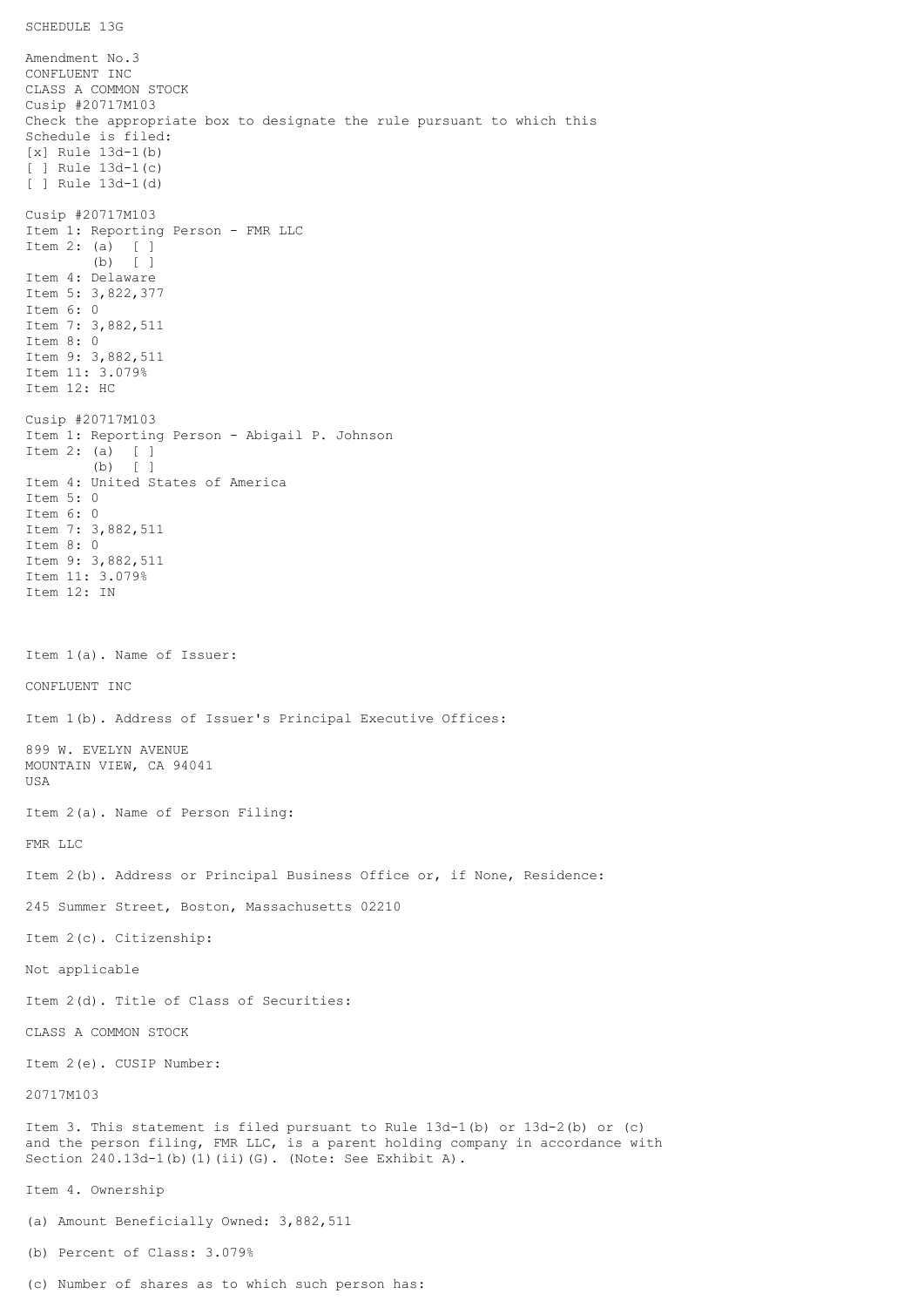SCHEDULE 13G

Amendment No.3
CONFLUENT INC
CLASS A COMMON STOCK
Cusip #20717M103
Check the appropriate box to designate the rule pursuant to which this Schedule is filed:
[x] Rule 13d-1(b)
[ ] Rule 13d-1(c)
[ ] Rule 13d-1(d)

Cusip #20717M103
Item 1: Reporting Person - FMR LLC
Item 2: (a) [ ]
(b) [ ]
Item 4: Delaware
Item 5: 3,822,377
Item 6: 0
Item 7: 3,882,511
Item 8: 0
Item 9: 3,882,511
Item 11: 3.079%
Item 12: HC

Cusip #20717M103
Item 1: Reporting Person - Abigail P. Johnson
Item 2: (a) [ ]
(b) [ ]
Item 4: United States of America
Item 5: 0
Item 6: 0
Item 7: 3,882,511
Item 8: 0
Item 9: 3,882,511
Item 11: 3.079%
Item 12: IN

Item 1(a). Name of Issuer:

CONFLUENT INC

Item 1(b). Address of Issuer's Principal Executive Offices:

899 W. EVELYN AVENUE
MOUNTAIN VIEW, CA 94041
USA

Item 2(a). Name of Person Filing:

FMR LLC

Item 2(b). Address or Principal Business Office or, if None, Residence:

245 Summer Street, Boston, Massachusetts 02210

Item 2(c). Citizenship:

Not applicable

Item 2(d). Title of Class of Securities:

CLASS A COMMON STOCK

Item 2(e). CUSIP Number:

20717M103

Item 3. This statement is filed pursuant to Rule 13d-1(b) or 13d-2(b) or (c) and the person filing, FMR LLC, is a parent holding company in accordance with Section 240.13d-1(b)(1)(ii)(G). (Note: See Exhibit A).

Item 4. Ownership

(a) Amount Beneficially Owned: 3,882,511

(b) Percent of Class: 3.079%

(c) Number of shares as to which such person has: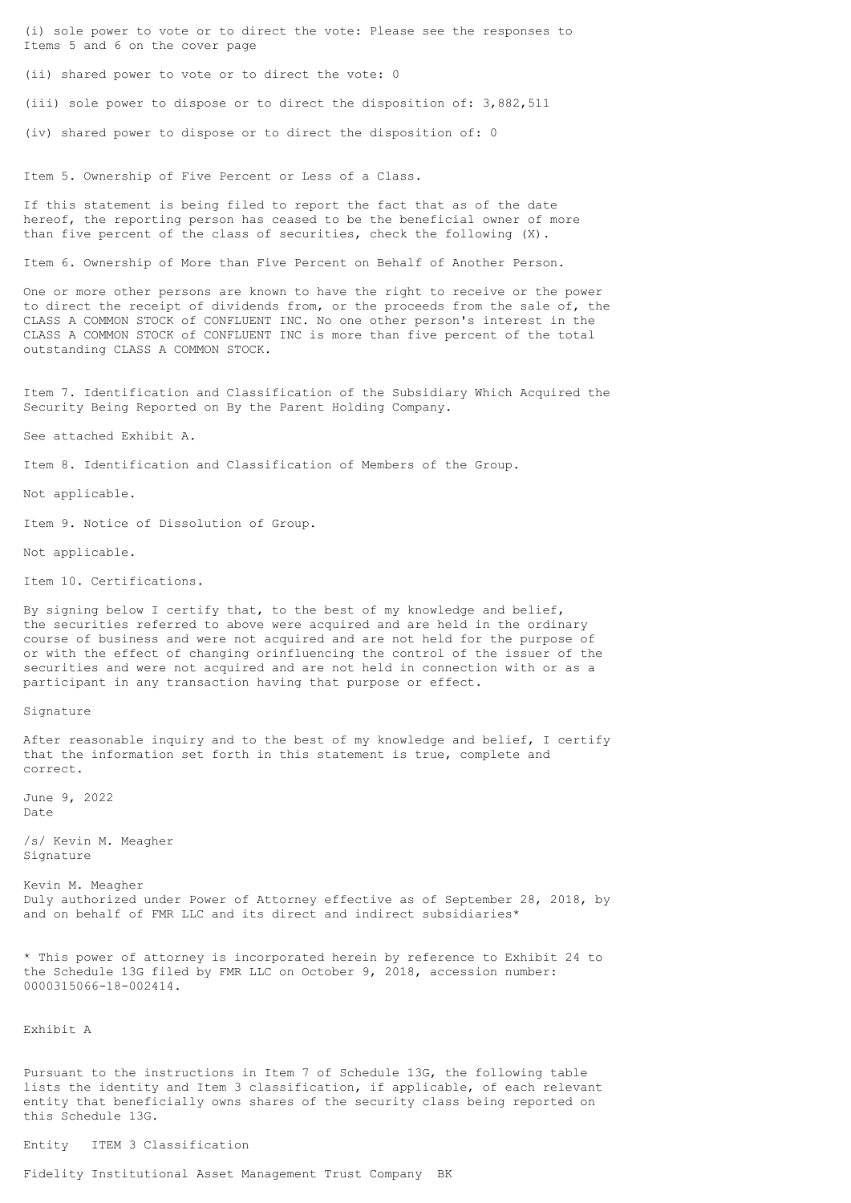(i) sole power to vote or to direct the vote: Please see the responses to Items 5 and 6 on the cover page

(ii) shared power to vote or to direct the vote: 0

(iii) sole power to dispose or to direct the disposition of: 3,882,511

(iv) shared power to dispose or to direct the disposition of: 0

Item 5. Ownership of Five Percent or Less of a Class.

If this statement is being filed to report the fact that as of the date hereof, the reporting person has ceased to be the beneficial owner of more than five percent of the class of securities, check the following (X).

Item 6. Ownership of More than Five Percent on Behalf of Another Person.

One or more other persons are known to have the right to receive or the power to direct the receipt of dividends from, or the proceeds from the sale of, the CLASS A COMMON STOCK of CONFLUENT INC. No one other person's interest in the CLASS A COMMON STOCK of CONFLUENT INC is more than five percent of the total outstanding CLASS A COMMON STOCK.

Item 7. Identification and Classification of the Subsidiary Which Acquired the Security Being Reported on By the Parent Holding Company.

See attached Exhibit A.

Item 8. Identification and Classification of Members of the Group.

Not applicable.

Item 9. Notice of Dissolution of Group.

Not applicable.

Item 10. Certifications.

By signing below I certify that, to the best of my knowledge and belief, the securities referred to above were acquired and are held in the ordinary course of business and were not acquired and are not held for the purpose of or with the effect of changing orinfluencing the control of the issuer of the securities and were not acquired and are not held in connection with or as a participant in any transaction having that purpose or effect.

Signature

After reasonable inquiry and to the best of my knowledge and belief, I certify that the information set forth in this statement is true, complete and correct.

June 9, 2022
Date

/s/ Kevin M. Meagher
Signature

Kevin M. Meagher
Duly authorized under Power of Attorney effective as of September 28, 2018, by and on behalf of FMR LLC and its direct and indirect subsidiaries*

* This power of attorney is incorporated herein by reference to Exhibit 24 to the Schedule 13G filed by FMR LLC on October 9, 2018, accession number: 0000315066-18-002414.

Exhibit A

Pursuant to the instructions in Item 7 of Schedule 13G, the following table lists the identity and Item 3 classification, if applicable, of each relevant entity that beneficially owns shares of the security class being reported on this Schedule 13G.

| Entity | ITEM 3 Classification |
| --- | --- |
| Fidelity Institutional Asset Management Trust Company | BK |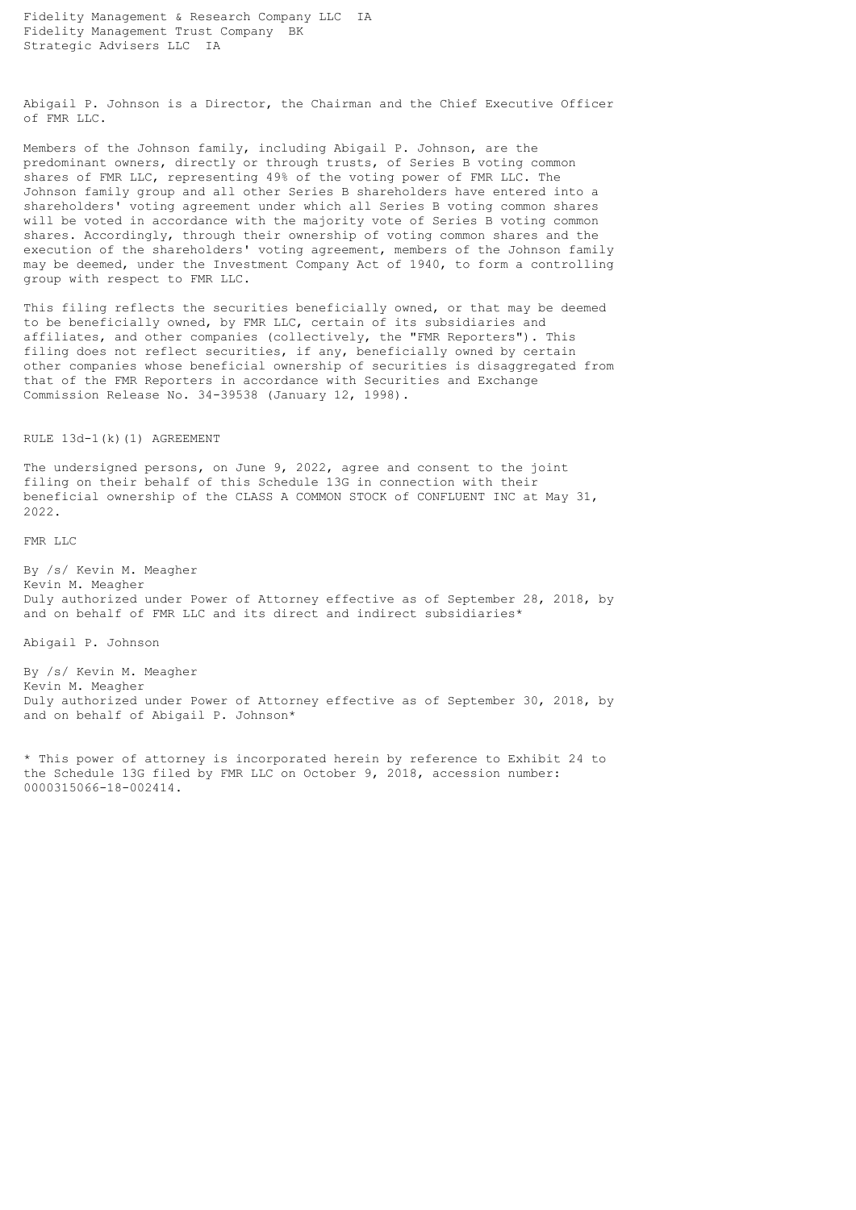Fidelity Management & Research Company LLC IA
Fidelity Management Trust Company BK
Strategic Advisers LLC IA

Abigail P. Johnson is a Director, the Chairman and the Chief Executive Officer of FMR LLC.

Members of the Johnson family, including Abigail P. Johnson, are the predominant owners, directly or through trusts, of Series B voting common shares of FMR LLC, representing 49% of the voting power of FMR LLC. The Johnson family group and all other Series B shareholders have entered into a shareholders' voting agreement under which all Series B voting common shares will be voted in accordance with the majority vote of Series B voting common shares. Accordingly, through their ownership of voting common shares and the execution of the shareholders' voting agreement, members of the Johnson family may be deemed, under the Investment Company Act of 1940, to form a controlling group with respect to FMR LLC.

This filing reflects the securities beneficially owned, or that may be deemed to be beneficially owned, by FMR LLC, certain of its subsidiaries and affiliates, and other companies (collectively, the "FMR Reporters"). This filing does not reflect securities, if any, beneficially owned by certain other companies whose beneficial ownership of securities is disaggregated from that of the FMR Reporters in accordance with Securities and Exchange Commission Release No. 34-39538 (January 12, 1998).

RULE 13d-1(k)(1) AGREEMENT

The undersigned persons, on June 9, 2022, agree and consent to the joint filing on their behalf of this Schedule 13G in connection with their beneficial ownership of the CLASS A COMMON STOCK of CONFLUENT INC at May 31, 2022.

FMR LLC

By /s/ Kevin M. Meagher
Kevin M. Meagher
Duly authorized under Power of Attorney effective as of September 28, 2018, by and on behalf of FMR LLC and its direct and indirect subsidiaries*

Abigail P. Johnson

By /s/ Kevin M. Meagher
Kevin M. Meagher
Duly authorized under Power of Attorney effective as of September 30, 2018, by and on behalf of Abigail P. Johnson*

* This power of attorney is incorporated herein by reference to Exhibit 24 to the Schedule 13G filed by FMR LLC on October 9, 2018, accession number: 0000315066-18-002414.